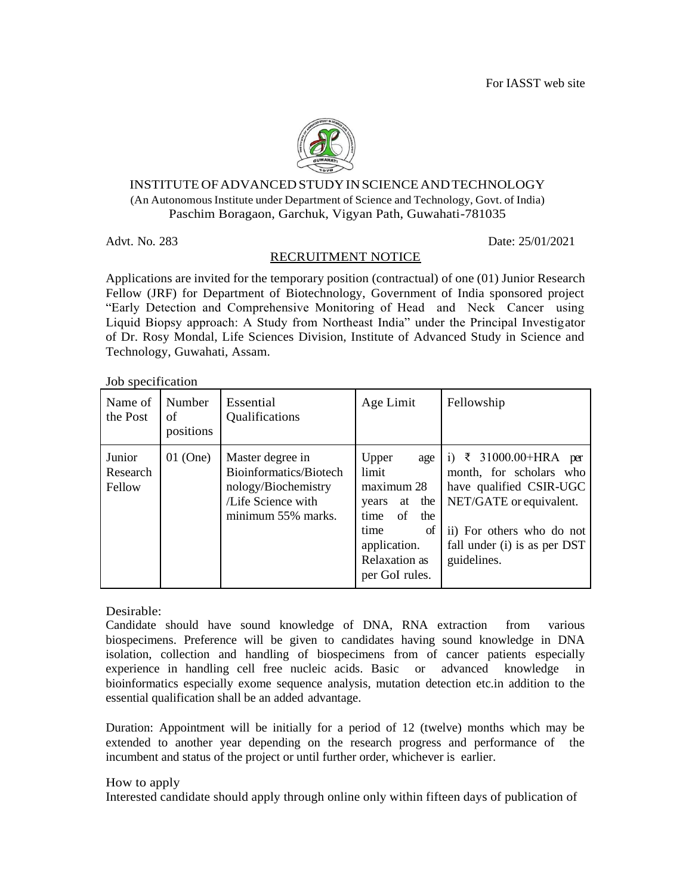For IASST web site

# INSTITUTE OF ADVANCED STUDY IN SCIENCE AND TECHNOLOGY

(An Autonomous Institute under Department of Science and Technology, Govt. of India)
Paschim Boragaon, Garchuk, Vigyan Path, Guwahati-781035

Advt. No. 283

Date: 25/01/2021

## RECRUITMENT NOTICE

Applications are invited for the temporary position (contractual) of one (01) Junior Research Fellow (JRF) for Department of Biotechnology, Government of India sponsored project "Early Detection and Comprehensive Monitoring of Head and Neck Cancer using Liquid Biopsy approach: A Study from Northeast India" under the Principal Investigator of Dr. Rosy Mondal, Life Sciences Division, Institute of Advanced Study in Science and Technology, Guwahati, Assam.

Job specification

| Name of the Post | Number of positions | Essential Qualifications | Age Limit | Fellowship |
|---|---|---|---|---|
| Junior Research Fellow | 01 (One) | Master degree in Bioinformatics/Biotechnology/Biochemistry /Life Science with minimum 55% marks. | Upper age limit maximum 28 years at the time of the time of application. Relaxation as per GoI rules. | i) ₹ 31000.00+HRA per month, for scholars who have qualified CSIR-UGC NET/GATE or equivalent.<br><br>ii) For others who do not fall under (i) is as per DST guidelines. |

Desirable:

Candidate should have sound knowledge of DNA, RNA extraction from various biospecimens. Preference will be given to candidates having sound knowledge in DNA isolation, collection and handling of biospecimens from of cancer patients especially experience in handling cell free nucleic acids. Basic or advanced knowledge in bioinformatics especially exome sequence analysis, mutation detection etc.in addition to the essential qualification shall be an added advantage.

Duration: Appointment will be initially for a period of 12 (twelve) months which may be extended to another year depending on the research progress and performance of the incumbent and status of the project or until further order, whichever is earlier.

How to apply

Interested candidate should apply through online only within fifteen days of publication of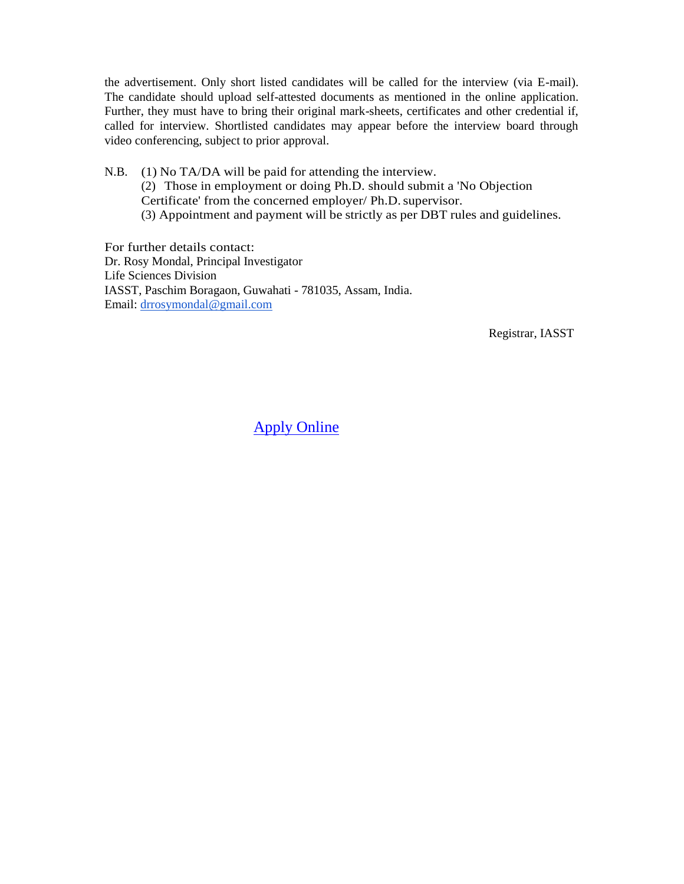the advertisement. Only short listed candidates will be called for the interview (via E-mail). The candidate should upload self-attested documents as mentioned in the online application. Further, they must have to bring their original mark-sheets, certificates and other credential if, called for interview. Shortlisted candidates may appear before the interview board through video conferencing, subject to prior approval.

N.B. (1) No TA/DA will be paid for attending the interview.
(2) Those in employment or doing Ph.D. should submit a 'No Objection Certificate' from the concerned employer/ Ph.D. supervisor.
(3) Appointment and payment will be strictly as per DBT rules and guidelines.

For further details contact:
Dr. Rosy Mondal, Principal Investigator
Life Sciences Division
IASST, Paschim Boragaon, Guwahati - 781035, Assam, India.
Email: drrosymondal@gmail.com

Registrar, IASST

Apply Online